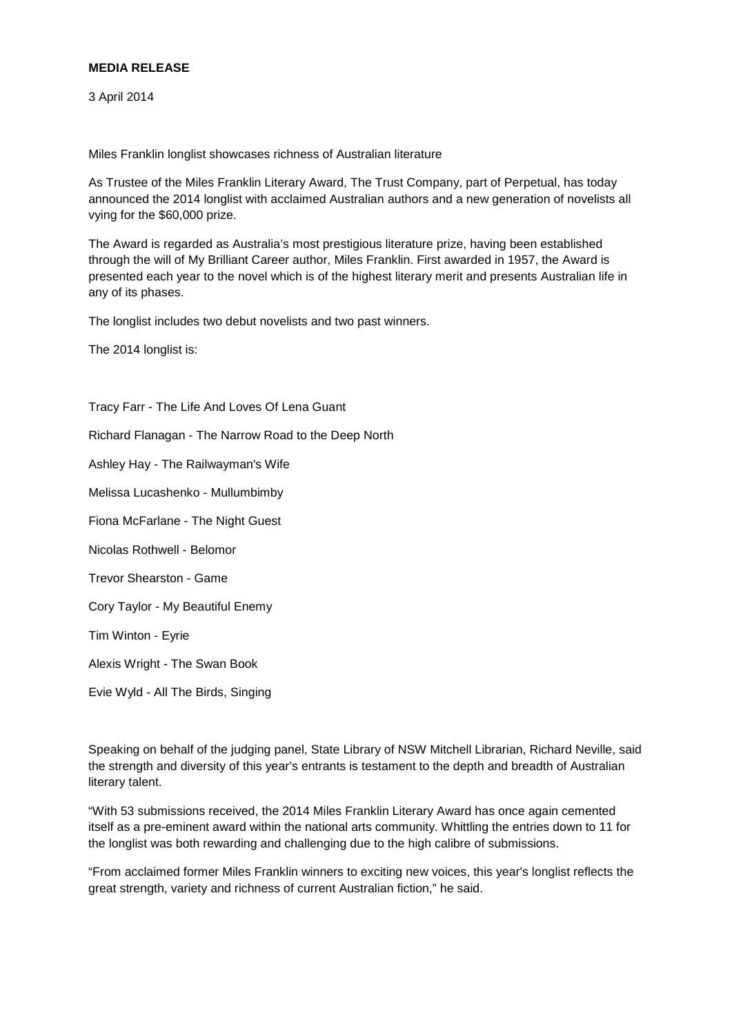**MEDIA RELEASE**

3 April 2014

Miles Franklin longlist showcases richness of Australian literature

As Trustee of the Miles Franklin Literary Award, The Trust Company, part of Perpetual, has today announced the 2014 longlist with acclaimed Australian authors and a new generation of novelists all vying for the $60,000 prize.

The Award is regarded as Australia's most prestigious literature prize, having been established through the will of My Brilliant Career author, Miles Franklin. First awarded in 1957, the Award is presented each year to the novel which is of the highest literary merit and presents Australian life in any of its phases.

The longlist includes two debut novelists and two past winners.

The 2014 longlist is:

Tracy Farr - The Life And Loves Of Lena Guant

Richard Flanagan - The Narrow Road to the Deep North

Ashley Hay - The Railwayman's Wife

Melissa Lucashenko - Mullumbimby

Fiona McFarlane - The Night Guest

Nicolas Rothwell - Belomor

Trevor Shearston - Game

Cory Taylor - My Beautiful Enemy

Tim Winton - Eyrie

Alexis Wright - The Swan Book

Evie Wyld - All The Birds, Singing

Speaking on behalf of the judging panel, State Library of NSW Mitchell Librarian, Richard Neville, said the strength and diversity of this year's entrants is testament to the depth and breadth of Australian literary talent.

"With 53 submissions received, the 2014 Miles Franklin Literary Award has once again cemented itself as a pre-eminent award within the national arts community. Whittling the entries down to 11 for the longlist was both rewarding and challenging due to the high calibre of submissions.

"From acclaimed former Miles Franklin winners to exciting new voices, this year's longlist reflects the great strength, variety and richness of current Australian fiction," he said.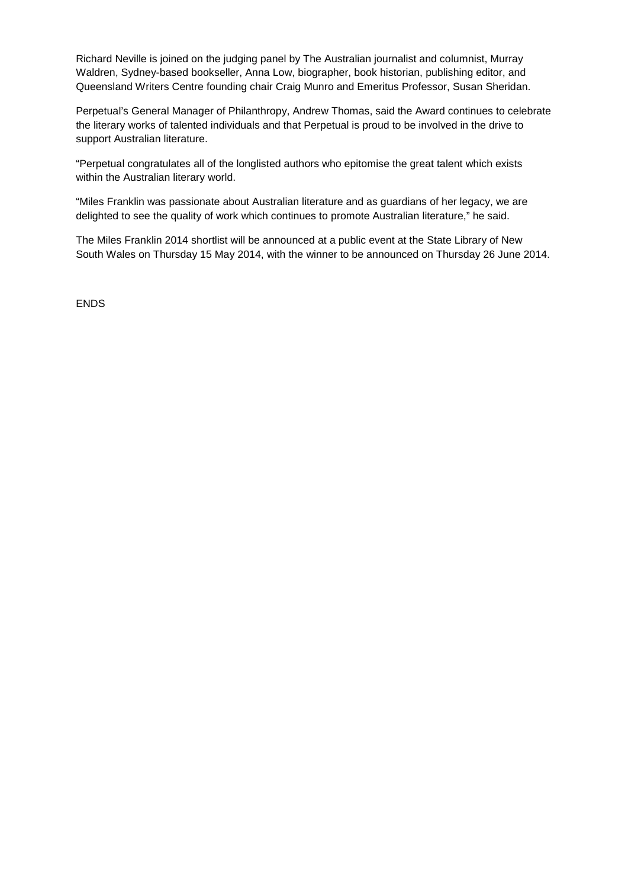Richard Neville is joined on the judging panel by The Australian journalist and columnist, Murray Waldren, Sydney-based bookseller, Anna Low, biographer, book historian, publishing editor, and Queensland Writers Centre founding chair Craig Munro and Emeritus Professor, Susan Sheridan.

Perpetual's General Manager of Philanthropy, Andrew Thomas, said the Award continues to celebrate the literary works of talented individuals and that Perpetual is proud to be involved in the drive to support Australian literature.

"Perpetual congratulates all of the longlisted authors who epitomise the great talent which exists within the Australian literary world.

"Miles Franklin was passionate about Australian literature and as guardians of her legacy, we are delighted to see the quality of work which continues to promote Australian literature," he said.

The Miles Franklin 2014 shortlist will be announced at a public event at the State Library of New South Wales on Thursday 15 May 2014, with the winner to be announced on Thursday 26 June 2014.

ENDS